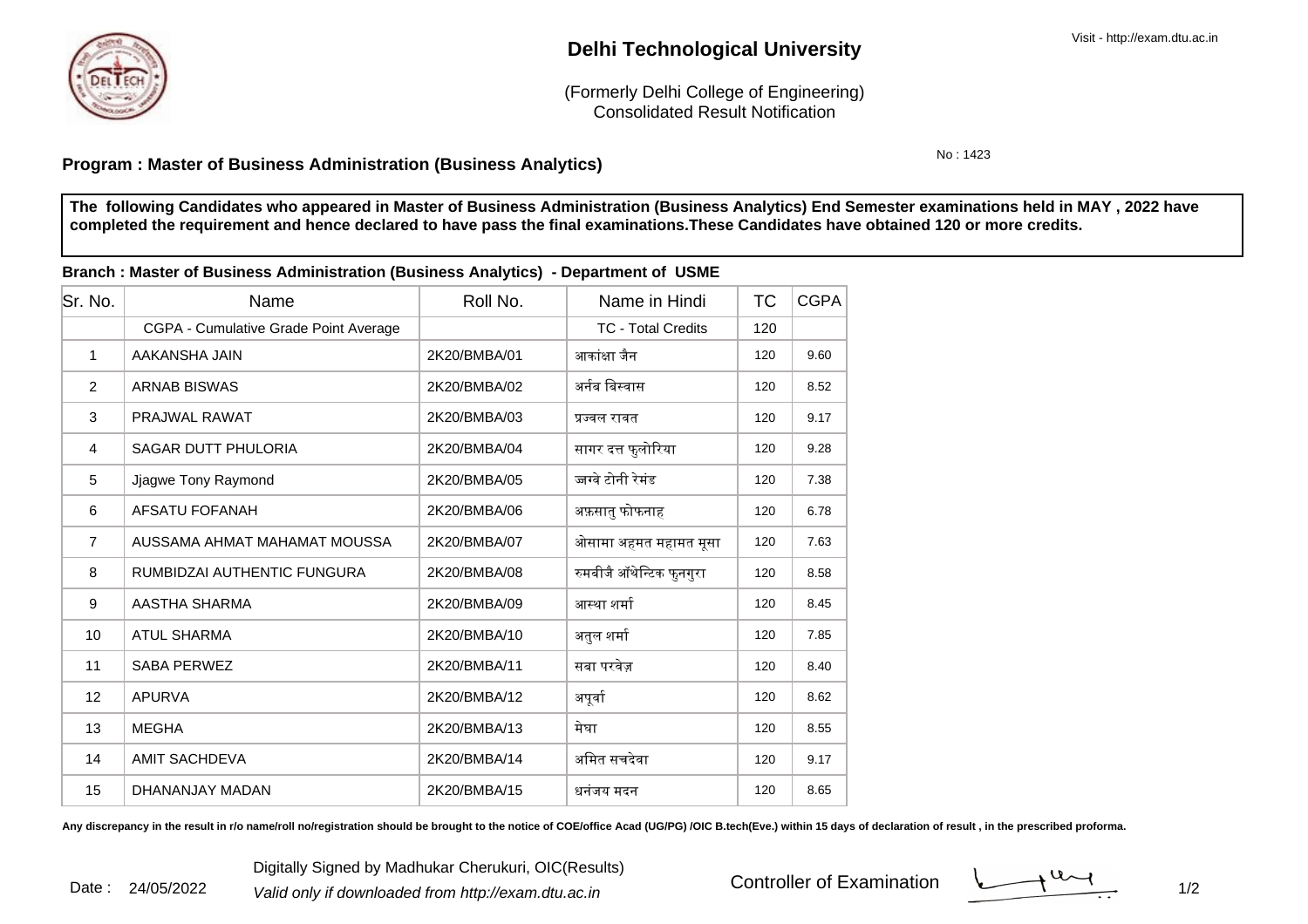# Delhi Technological University

(Formerly Delhi College of Engineering)
Consolidated Result Notification

Visit - http://exam.dtu.ac.in

No : 1423

**Program : Master of Business Administration (Business Analytics)**

**The following Candidates who appeared in Master of Business Administration (Business Analytics) End Semester examinations held in MAY , 2022 have completed the requirement and hence declared to have pass the final examinations.These Candidates have obtained 120 or more credits.**

**Branch : Master of Business Administration (Business Analytics) - Department of USME**

| Sr. No. | Name | Roll No. | Name in Hindi | TC | CGPA |
|---|---|---|---|---|---|
| | CGPA - Cumulative Grade Point Average | | TC - Total Credits | 120 | |
| 1 | AAKANSHA JAIN | 2K20/BMBA/01 | आकांक्षा जैन | 120 | 9.60 |
| 2 | ARNAB BISWAS | 2K20/BMBA/02 | अर्नब बिस्वास | 120 | 8.52 |
| 3 | PRAJWAL RAWAT | 2K20/BMBA/03 | प्रज्वल रावत | 120 | 9.17 |
| 4 | SAGAR DUTT PHULORIA | 2K20/BMBA/04 | सागर दत्त फुलोरिया | 120 | 9.28 |
| 5 | Jjagwe Tony Raymond | 2K20/BMBA/05 | ज्जग्वे टोनी रेमंड | 120 | 7.38 |
| 6 | AFSATU FOFANAH | 2K20/BMBA/06 | अफ़सातु फोफनाह | 120 | 6.78 |
| 7 | AUSSAMA AHMAT MAHAMAT MOUSSA | 2K20/BMBA/07 | ओसामा अहमत महामत मूसा | 120 | 7.63 |
| 8 | RUMBIDZAI AUTHENTIC FUNGURA | 2K20/BMBA/08 | रुमबीजै ऑथेन्टिक फुनगुरा | 120 | 8.58 |
| 9 | AASTHA SHARMA | 2K20/BMBA/09 | आस्था शर्मा | 120 | 8.45 |
| 10 | ATUL SHARMA | 2K20/BMBA/10 | अतुल शर्मा | 120 | 7.85 |
| 11 | SABA PERWEZ | 2K20/BMBA/11 | सबा परवेज़ | 120 | 8.40 |
| 12 | APURVA | 2K20/BMBA/12 | अपूर्वा | 120 | 8.62 |
| 13 | MEGHA | 2K20/BMBA/13 | मेघा | 120 | 8.55 |
| 14 | AMIT SACHDEVA | 2K20/BMBA/14 | अमित सचदेवा | 120 | 9.17 |
| 15 | DHANANJAY MADAN | 2K20/BMBA/15 | धनंजय मदन | 120 | 8.65 |

**Any discrepancy in the result in r/o name/roll no/registration should be brought to the notice of COE/office Acad (UG/PG) /OIC B.tech(Eve.) within 15 days of declaration of result , in the prescribed proforma.**

Date : 24/05/2022

Digitally Signed by Madhukar Cherukuri, OIC(Results)

*Valid only if downloaded from http://exam.dtu.ac.in*

Controller of Examination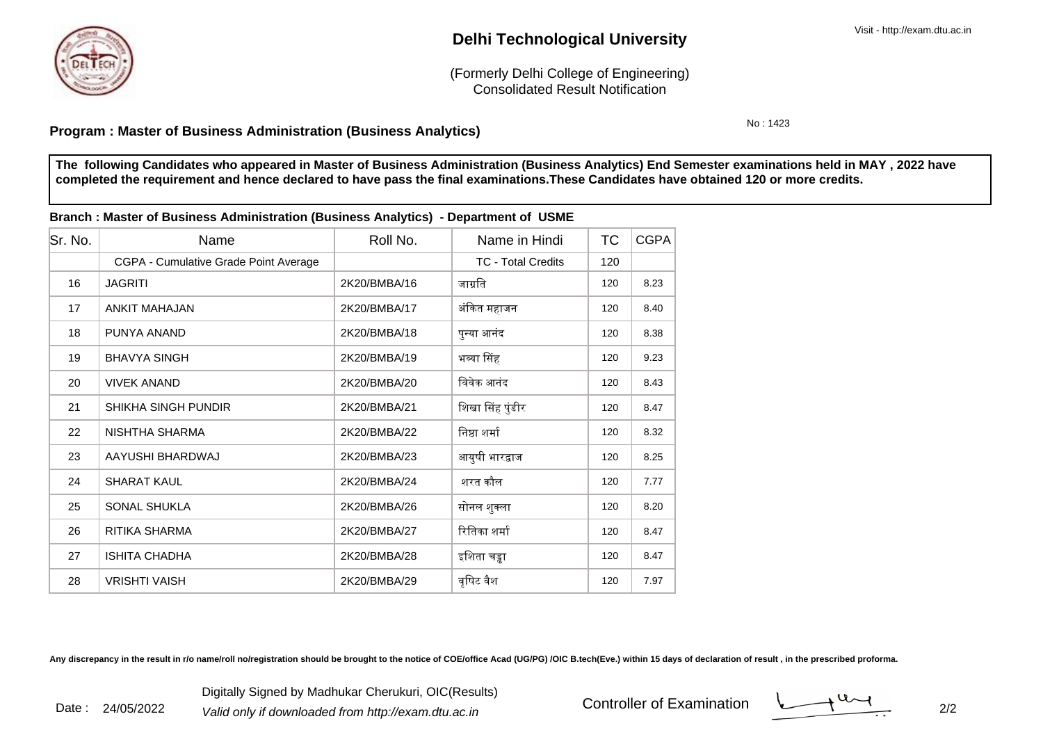# Delhi Technological University

(Formerly Delhi College of Engineering)
Consolidated Result Notification

Visit - http://exam.dtu.ac.in

No : 1423

**Program : Master of Business Administration (Business Analytics)**

**The following Candidates who appeared in Master of Business Administration (Business Analytics) End Semester examinations held in MAY , 2022 have completed the requirement and hence declared to have pass the final examinations.These Candidates have obtained 120 or more credits.**

**Branch : Master of Business Administration (Business Analytics) - Department of USME**

| Sr. No. | Name | Roll No. | Name in Hindi | TC | CGPA |
|---|---|---|---|---|---|
| | CGPA - Cumulative Grade Point Average | | TC - Total Credits | 120 | |
| 16 | JAGRITI | 2K20/BMBA/16 | जाग्रति | 120 | 8.23 |
| 17 | ANKIT MAHAJAN | 2K20/BMBA/17 | अंकित महाजन | 120 | 8.40 |
| 18 | PUNYA ANAND | 2K20/BMBA/18 | पुन्या आनंद | 120 | 8.38 |
| 19 | BHAVYA SINGH | 2K20/BMBA/19 | भव्या सिंह | 120 | 9.23 |
| 20 | VIVEK ANAND | 2K20/BMBA/20 | विवेक आनंद | 120 | 8.43 |
| 21 | SHIKHA SINGH PUNDIR | 2K20/BMBA/21 | शिखा सिंह पुंडीर | 120 | 8.47 |
| 22 | NISHTHA SHARMA | 2K20/BMBA/22 | निष्ठा शर्मा | 120 | 8.32 |
| 23 | AAYUSHI BHARDWAJ | 2K20/BMBA/23 | आयुषी भारद्वाज | 120 | 8.25 |
| 24 | SHARAT KAUL | 2K20/BMBA/24 | शरत कौल | 120 | 7.77 |
| 25 | SONAL SHUKLA | 2K20/BMBA/26 | सोनल शुक्ला | 120 | 8.20 |
| 26 | RITIKA SHARMA | 2K20/BMBA/27 | रितिका शर्मा | 120 | 8.47 |
| 27 | ISHITA CHADHA | 2K20/BMBA/28 | इशिता चड्ढा | 120 | 8.47 |
| 28 | VRISHTI VAISH | 2K20/BMBA/29 | वृषिट वैश | 120 | 7.97 |

**Any discrepancy in the result in r/o name/roll no/registration should be brought to the notice of COE/office Acad (UG/PG) /OIC B.tech(Eve.) within 15 days of declaration of result , in the prescribed proforma.**

Date : 24/05/2022

Digitally Signed by Madhukar Cherukuri, OIC(Results)

*Valid only if downloaded from http://exam.dtu.ac.in*

Controller of Examination